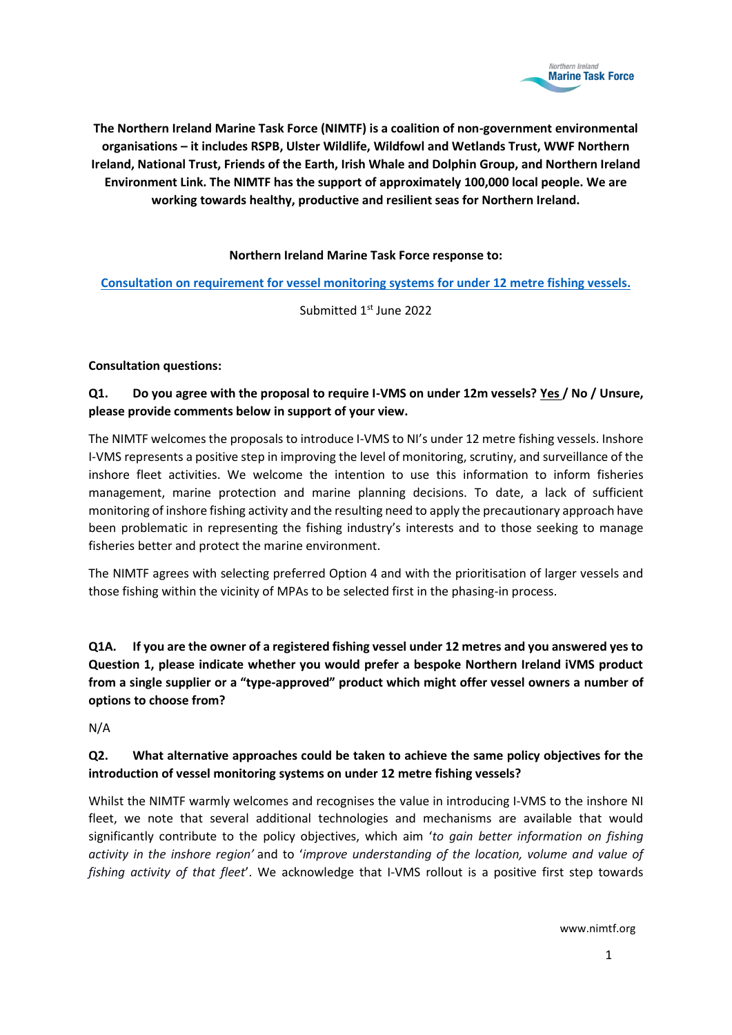**The Northern Ireland Marine Task Force (NIMTF) is a coalition of non-government environmental organisations – it includes RSPB, Ulster Wildlife, Wildfowl and Wetlands Trust, WWF Northern Ireland, National Trust, Friends of the Earth, Irish Whale and Dolphin Group, and Northern Ireland Environment Link. The NIMTF has the support of approximately 100,000 local people. We are working towards healthy, productive and resilient seas for Northern Ireland.**

**Northern Ireland Marine Task Force response to:**

**Consultation on requirement for vessel monitoring systems for under 12 metre fishing vessels.**

Submitted 1st June 2022

**Consultation questions:**

**Q1. Do you agree with the proposal to require I-VMS on under 12m vessels? Yes / No / Unsure, please provide comments below in support of your view.**

The NIMTF welcomes the proposals to introduce I-VMS to NI's under 12 metre fishing vessels. Inshore I-VMS represents a positive step in improving the level of monitoring, scrutiny, and surveillance of the inshore fleet activities. We welcome the intention to use this information to inform fisheries management, marine protection and marine planning decisions. To date, a lack of sufficient monitoring of inshore fishing activity and the resulting need to apply the precautionary approach have been problematic in representing the fishing industry's interests and to those seeking to manage fisheries better and protect the marine environment.

The NIMTF agrees with selecting preferred Option 4 and with the prioritisation of larger vessels and those fishing within the vicinity of MPAs to be selected first in the phasing-in process.

**Q1A. If you are the owner of a registered fishing vessel under 12 metres and you answered yes to Question 1, please indicate whether you would prefer a bespoke Northern Ireland iVMS product from a single supplier or a "type-approved" product which might offer vessel owners a number of options to choose from?**

N/A

**Q2. What alternative approaches could be taken to achieve the same policy objectives for the introduction of vessel monitoring systems on under 12 metre fishing vessels?**

Whilst the NIMTF warmly welcomes and recognises the value in introducing I-VMS to the inshore NI fleet, we note that several additional technologies and mechanisms are available that would significantly contribute to the policy objectives, which aim '*to gain better information on fishing activity in the inshore region*' and to '*improve understanding of the location, volume and value of fishing activity of that fleet*'. We acknowledge that I-VMS rollout is a positive first step towards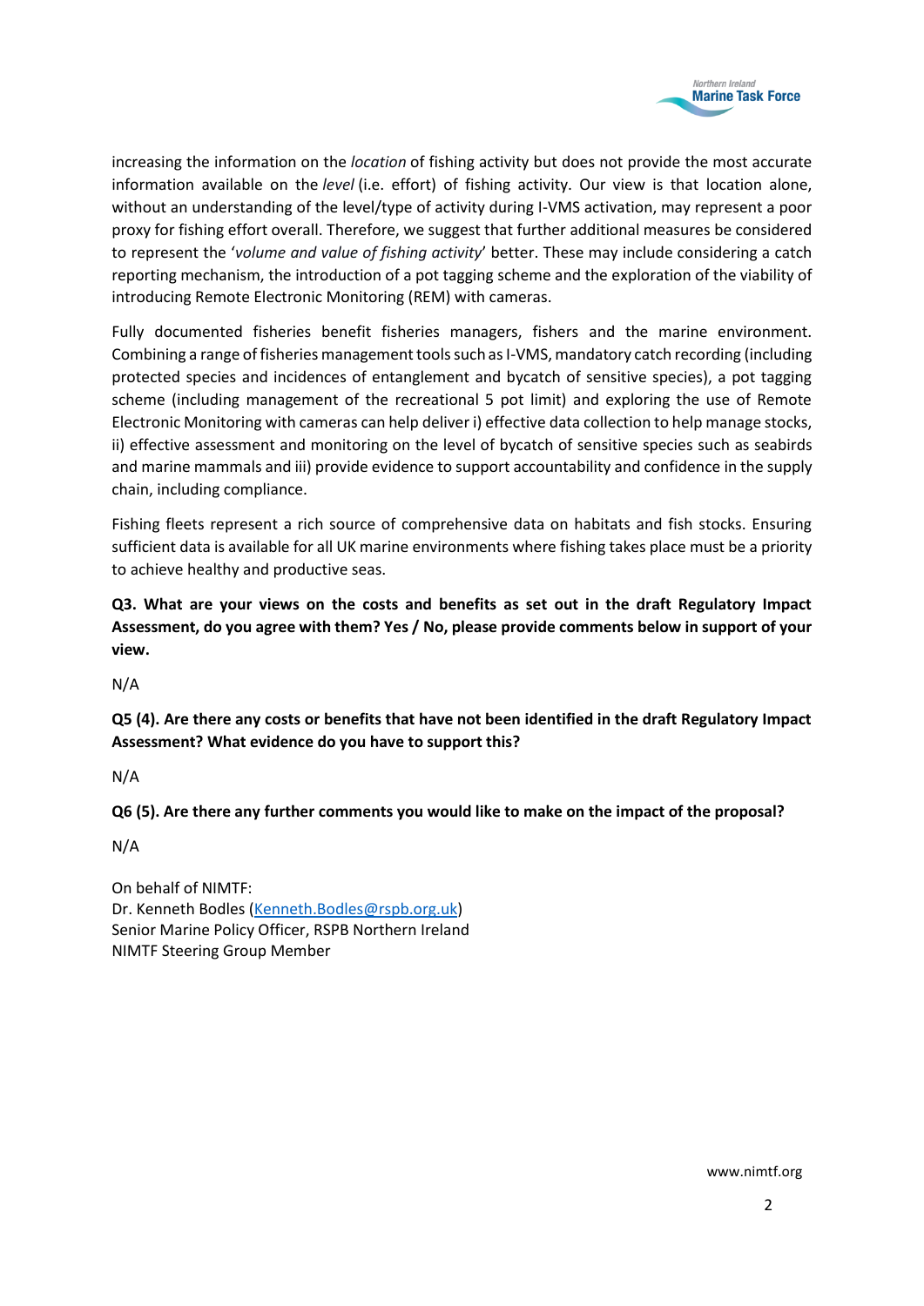increasing the information on the *location* of fishing activity but does not provide the most accurate information available on the *level* (i.e. effort) of fishing activity. Our view is that location alone, without an understanding of the level/type of activity during I-VMS activation, may represent a poor proxy for fishing effort overall. Therefore, we suggest that further additional measures be considered to represent the '*volume and value of fishing activity*' better. These may include considering a catch reporting mechanism, the introduction of a pot tagging scheme and the exploration of the viability of introducing Remote Electronic Monitoring (REM) with cameras.

Fully documented fisheries benefit fisheries managers, fishers and the marine environment. Combining a range of fisheries management tools such as I-VMS, mandatory catch recording (including protected species and incidences of entanglement and bycatch of sensitive species), a pot tagging scheme (including management of the recreational 5 pot limit) and exploring the use of Remote Electronic Monitoring with cameras can help deliver i) effective data collection to help manage stocks, ii) effective assessment and monitoring on the level of bycatch of sensitive species such as seabirds and marine mammals and iii) provide evidence to support accountability and confidence in the supply chain, including compliance.

Fishing fleets represent a rich source of comprehensive data on habitats and fish stocks. Ensuring sufficient data is available for all UK marine environments where fishing takes place must be a priority to achieve healthy and productive seas.

**Q3. What are your views on the costs and benefits as set out in the draft Regulatory Impact Assessment, do you agree with them? Yes / No, please provide comments below in support of your view.**

N/A

**Q5 (4). Are there any costs or benefits that have not been identified in the draft Regulatory Impact Assessment? What evidence do you have to support this?**

N/A

**Q6 (5). Are there any further comments you would like to make on the impact of the proposal?**

N/A

On behalf of NIMTF:
Dr. Kenneth Bodles (Kenneth.Bodles@rspb.org.uk)
Senior Marine Policy Officer, RSPB Northern Ireland
NIMTF Steering Group Member